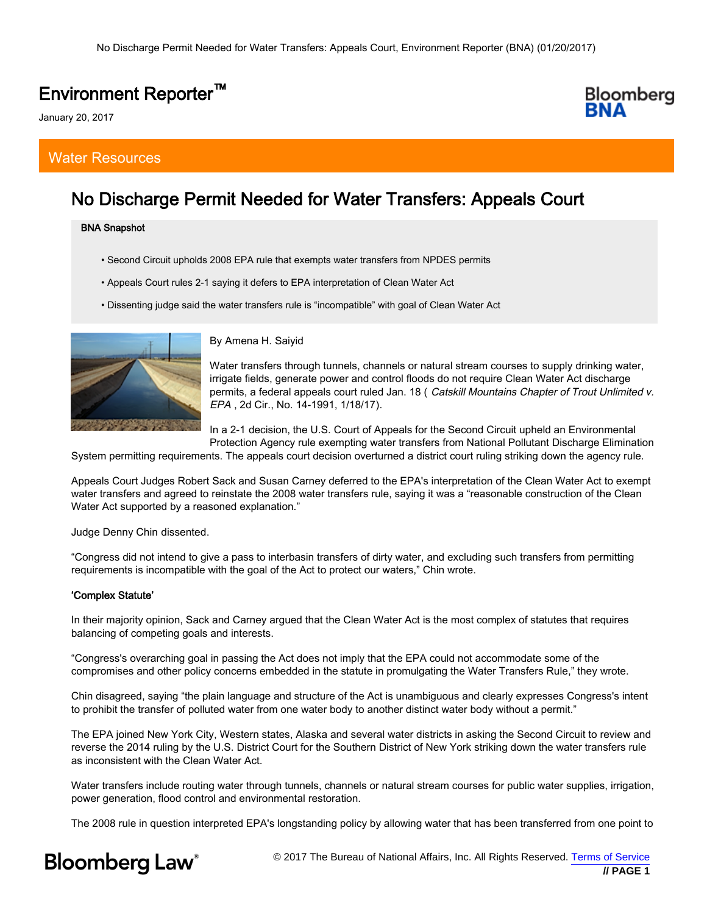# Environment Reporter™

January 20, 2017

## Water Resources

# No Discharge Permit Needed for Water Transfers: Appeals Court

**BNA Snapshot**

- Second Circuit upholds 2008 EPA rule that exempts water transfers from NPDES permits
- Appeals Court rules 2-1 saying it defers to EPA interpretation of Clean Water Act
- Dissenting judge said the water transfers rule is "incompatible" with goal of Clean Water Act

By Amena H. Saiyid

Water transfers through tunnels, channels or natural stream courses to supply drinking water, irrigate fields, generate power and control floods do not require Clean Water Act discharge permits, a federal appeals court ruled Jan. 18 ( *Catskill Mountains Chapter of Trout Unlimited v. EPA* , 2d Cir., No. 14-1991, 1/18/17).

In a 2-1 decision, the U.S. Court of Appeals for the Second Circuit upheld an Environmental Protection Agency rule exempting water transfers from National Pollutant Discharge Elimination System permitting requirements. The appeals court decision overturned a district court ruling striking down the agency rule.

Appeals Court Judges Robert Sack and Susan Carney deferred to the EPA's interpretation of the Clean Water Act to exempt water transfers and agreed to reinstate the 2008 water transfers rule, saying it was a "reasonable construction of the Clean Water Act supported by a reasoned explanation."

Judge Denny Chin dissented.

"Congress did not intend to give a pass to interbasin transfers of dirty water, and excluding such transfers from permitting requirements is incompatible with the goal of the Act to protect our waters," Chin wrote.

**'Complex Statute'**

In their majority opinion, Sack and Carney argued that the Clean Water Act is the most complex of statutes that requires balancing of competing goals and interests.

"Congress's overarching goal in passing the Act does not imply that the EPA could not accommodate some of the compromises and other policy concerns embedded in the statute in promulgating the Water Transfers Rule," they wrote.

Chin disagreed, saying "the plain language and structure of the Act is unambiguous and clearly expresses Congress's intent to prohibit the transfer of polluted water from one water body to another distinct water body without a permit."

The EPA joined New York City, Western states, Alaska and several water districts in asking the Second Circuit to review and reverse the 2014 ruling by the U.S. District Court for the Southern District of New York striking down the water transfers rule as inconsistent with the Clean Water Act.

Water transfers include routing water through tunnels, channels or natural stream courses for public water supplies, irrigation, power generation, flood control and environmental restoration.

The 2008 rule in question interpreted EPA's longstanding policy by allowing water that has been transferred from one point to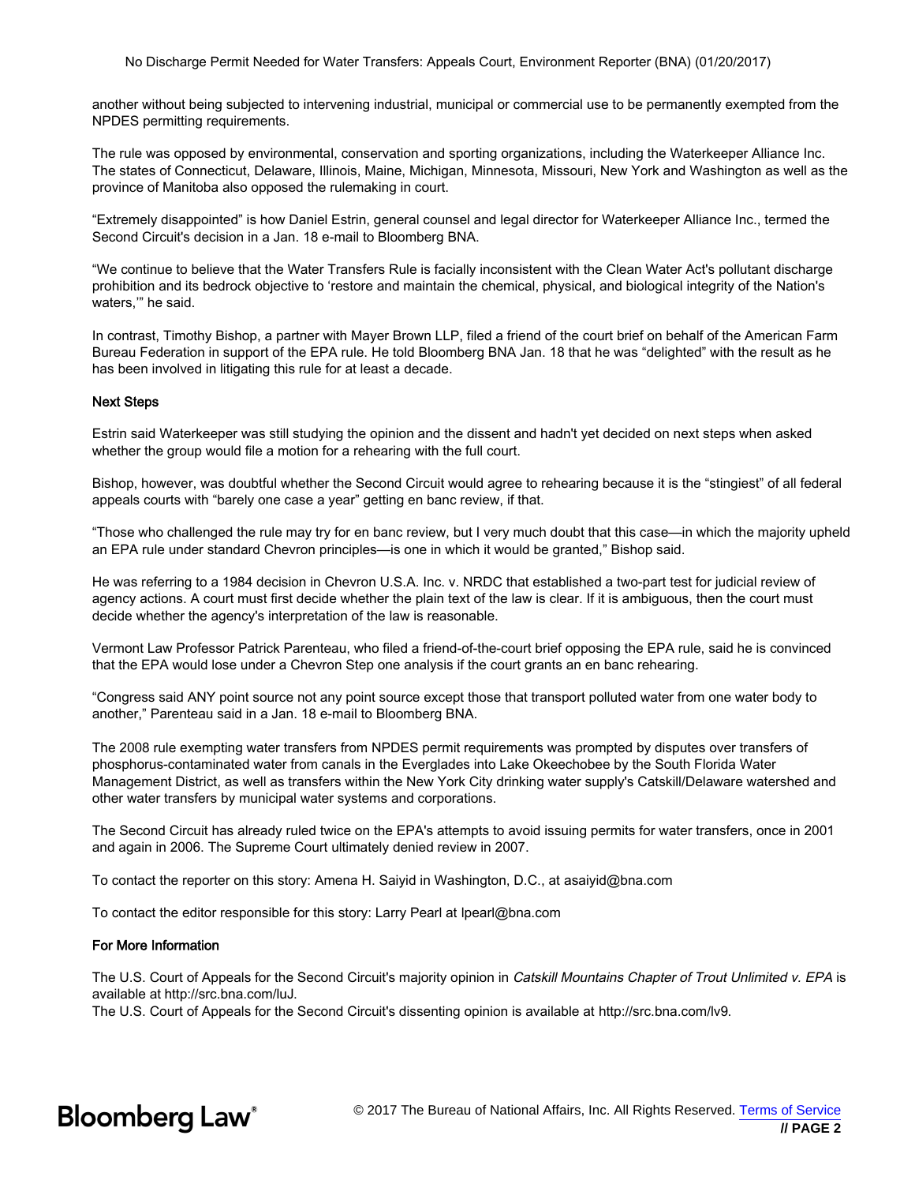another without being subjected to intervening industrial, municipal or commercial use to be permanently exempted from the NPDES permitting requirements.

The rule was opposed by environmental, conservation and sporting organizations, including the Waterkeeper Alliance Inc. The states of Connecticut, Delaware, Illinois, Maine, Michigan, Minnesota, Missouri, New York and Washington as well as the province of Manitoba also opposed the rulemaking in court.

"Extremely disappointed" is how Daniel Estrin, general counsel and legal director for Waterkeeper Alliance Inc., termed the Second Circuit's decision in a Jan. 18 e-mail to Bloomberg BNA.

"We continue to believe that the Water Transfers Rule is facially inconsistent with the Clean Water Act's pollutant discharge prohibition and its bedrock objective to 'restore and maintain the chemical, physical, and biological integrity of the Nation's waters,'" he said.

In contrast, Timothy Bishop, a partner with Mayer Brown LLP, filed a friend of the court brief on behalf of the American Farm Bureau Federation in support of the EPA rule. He told Bloomberg BNA Jan. 18 that he was "delighted" with the result as he has been involved in litigating this rule for at least a decade.

## Next Steps

Estrin said Waterkeeper was still studying the opinion and the dissent and hadn't yet decided on next steps when asked whether the group would file a motion for a rehearing with the full court.

Bishop, however, was doubtful whether the Second Circuit would agree to rehearing because it is the "stingiest" of all federal appeals courts with "barely one case a year" getting en banc review, if that.

"Those who challenged the rule may try for en banc review, but I very much doubt that this case—in which the majority upheld an EPA rule under standard Chevron principles—is one in which it would be granted," Bishop said.

He was referring to a 1984 decision in Chevron U.S.A. Inc. v. NRDC that established a two-part test for judicial review of agency actions. A court must first decide whether the plain text of the law is clear. If it is ambiguous, then the court must decide whether the agency's interpretation of the law is reasonable.

Vermont Law Professor Patrick Parenteau, who filed a friend-of-the-court brief opposing the EPA rule, said he is convinced that the EPA would lose under a Chevron Step one analysis if the court grants an en banc rehearing.

"Congress said ANY point source not any point source except those that transport polluted water from one water body to another," Parenteau said in a Jan. 18 e-mail to Bloomberg BNA.

The 2008 rule exempting water transfers from NPDES permit requirements was prompted by disputes over transfers of phosphorus-contaminated water from canals in the Everglades into Lake Okeechobee by the South Florida Water Management District, as well as transfers within the New York City drinking water supply's Catskill/Delaware watershed and other water transfers by municipal water systems and corporations.

The Second Circuit has already ruled twice on the EPA's attempts to avoid issuing permits for water transfers, once in 2001 and again in 2006. The Supreme Court ultimately denied review in 2007.

To contact the reporter on this story: Amena H. Saiyid in Washington, D.C., at asaiyid@bna.com

To contact the editor responsible for this story: Larry Pearl at lpearl@bna.com

## For More Information

The U.S. Court of Appeals for the Second Circuit's majority opinion in *Catskill Mountains Chapter of Trout Unlimited v. EPA* is available at http://src.bna.com/luJ.
The U.S. Court of Appeals for the Second Circuit's dissenting opinion is available at http://src.bna.com/lv9.